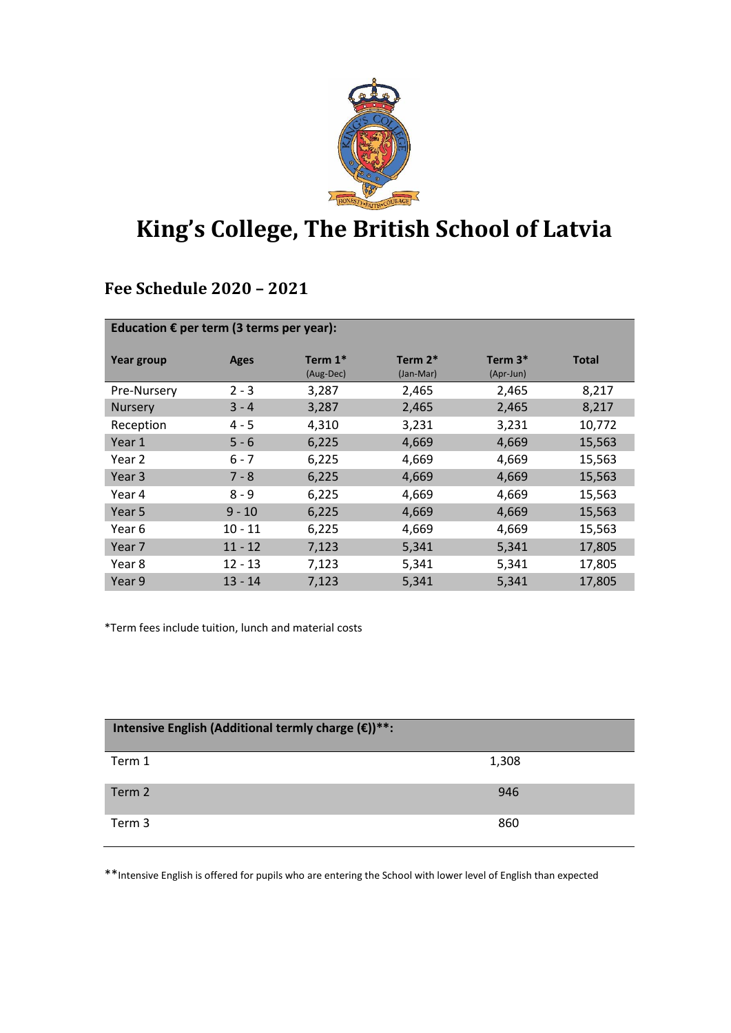# King's College, The British School of Latvia

## Fee Schedule 2020 – 2021

| Education € per term (3 terms per year): | | | | | |
|---|---|---|---|---|---|
| **Year group** | **Ages** | **Term 1*** (Aug-Dec) | **Term 2*** (Jan-Mar) | **Term 3*** (Apr-Jun) | **Total** |
| Pre-Nursery | 2 - 3 | 3,287 | 2,465 | 2,465 | 8,217 |
| Nursery | 3 - 4 | 3,287 | 2,465 | 2,465 | 8,217 |
| Reception | 4 - 5 | 4,310 | 3,231 | 3,231 | 10,772 |
| Year 1 | 5 - 6 | 6,225 | 4,669 | 4,669 | 15,563 |
| Year 2 | 6 - 7 | 6,225 | 4,669 | 4,669 | 15,563 |
| Year 3 | 7 - 8 | 6,225 | 4,669 | 4,669 | 15,563 |
| Year 4 | 8 - 9 | 6,225 | 4,669 | 4,669 | 15,563 |
| Year 5 | 9 - 10 | 6,225 | 4,669 | 4,669 | 15,563 |
| Year 6 | 10 - 11 | 6,225 | 4,669 | 4,669 | 15,563 |
| Year 7 | 11 - 12 | 7,123 | 5,341 | 5,341 | 17,805 |
| Year 8 | 12 - 13 | 7,123 | 5,341 | 5,341 | 17,805 |
| Year 9 | 13 - 14 | 7,123 | 5,341 | 5,341 | 17,805 |

*Term fees include tuition, lunch and material costs

| Intensive English (Additional termly charge (€))**: | |
|---|---|
| Term 1 | 1,308 |
| Term 2 | 946 |
| Term 3 | 860 |

**Intensive English is offered for pupils who are entering the School with lower level of English than expected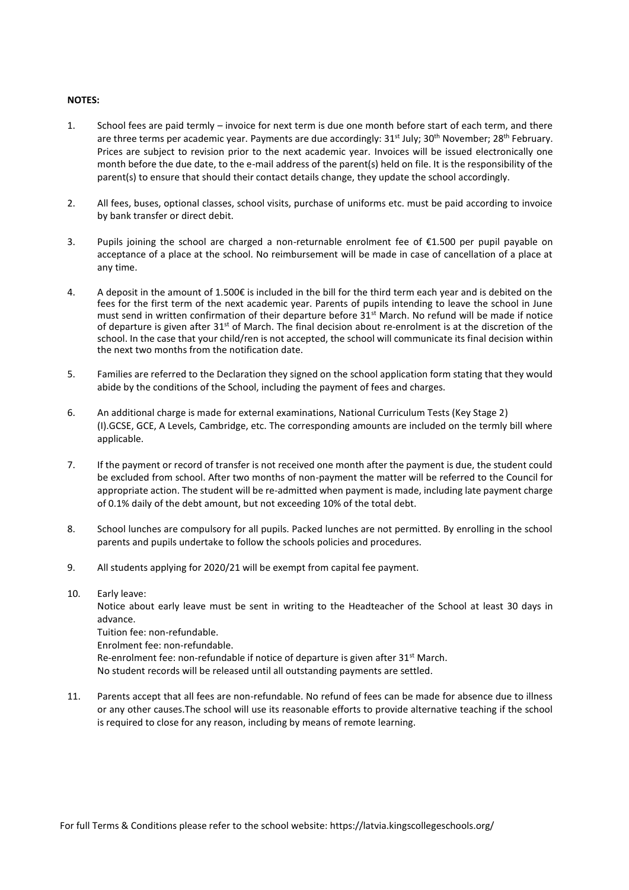**NOTES:**

1. School fees are paid termly – invoice for next term is due one month before start of each term, and there are three terms per academic year. Payments are due accordingly: 31st July; 30th November; 28th February. Prices are subject to revision prior to the next academic year. Invoices will be issued electronically one month before the due date, to the e-mail address of the parent(s) held on file. It is the responsibility of the parent(s) to ensure that should their contact details change, they update the school accordingly.

2. All fees, buses, optional classes, school visits, purchase of uniforms etc. must be paid according to invoice by bank transfer or direct debit.

3. Pupils joining the school are charged a non-returnable enrolment fee of €1.500 per pupil payable on acceptance of a place at the school. No reimbursement will be made in case of cancellation of a place at any time.

4. A deposit in the amount of 1.500€ is included in the bill for the third term each year and is debited on the fees for the first term of the next academic year. Parents of pupils intending to leave the school in June must send in written confirmation of their departure before 31st March. No refund will be made if notice of departure is given after 31st of March. The final decision about re-enrolment is at the discretion of the school. In the case that your child/ren is not accepted, the school will communicate its final decision within the next two months from the notification date.

5. Families are referred to the Declaration they signed on the school application form stating that they would abide by the conditions of the School, including the payment of fees and charges.

6. An additional charge is made for external examinations, National Curriculum Tests (Key Stage 2) (I).GCSE, GCE, A Levels, Cambridge, etc. The corresponding amounts are included on the termly bill where applicable.

7. If the payment or record of transfer is not received one month after the payment is due, the student could be excluded from school. After two months of non-payment the matter will be referred to the Council for appropriate action. The student will be re-admitted when payment is made, including late payment charge of 0.1% daily of the debt amount, but not exceeding 10% of the total debt.

8. School lunches are compulsory for all pupils. Packed lunches are not permitted. By enrolling in the school parents and pupils undertake to follow the schools policies and procedures.

9. All students applying for 2020/21 will be exempt from capital fee payment.

10. Early leave:
    Notice about early leave must be sent in writing to the Headteacher of the School at least 30 days in advance.
    Tuition fee: non-refundable.
    Enrolment fee: non-refundable.
    Re-enrolment fee: non-refundable if notice of departure is given after 31st March.
    No student records will be released until all outstanding payments are settled.

11. Parents accept that all fees are non-refundable. No refund of fees can be made for absence due to illness or any other causes.The school will use its reasonable efforts to provide alternative teaching if the school is required to close for any reason, including by means of remote learning.

For full Terms & Conditions please refer to the school website: https://latvia.kingscollegeschools.org/